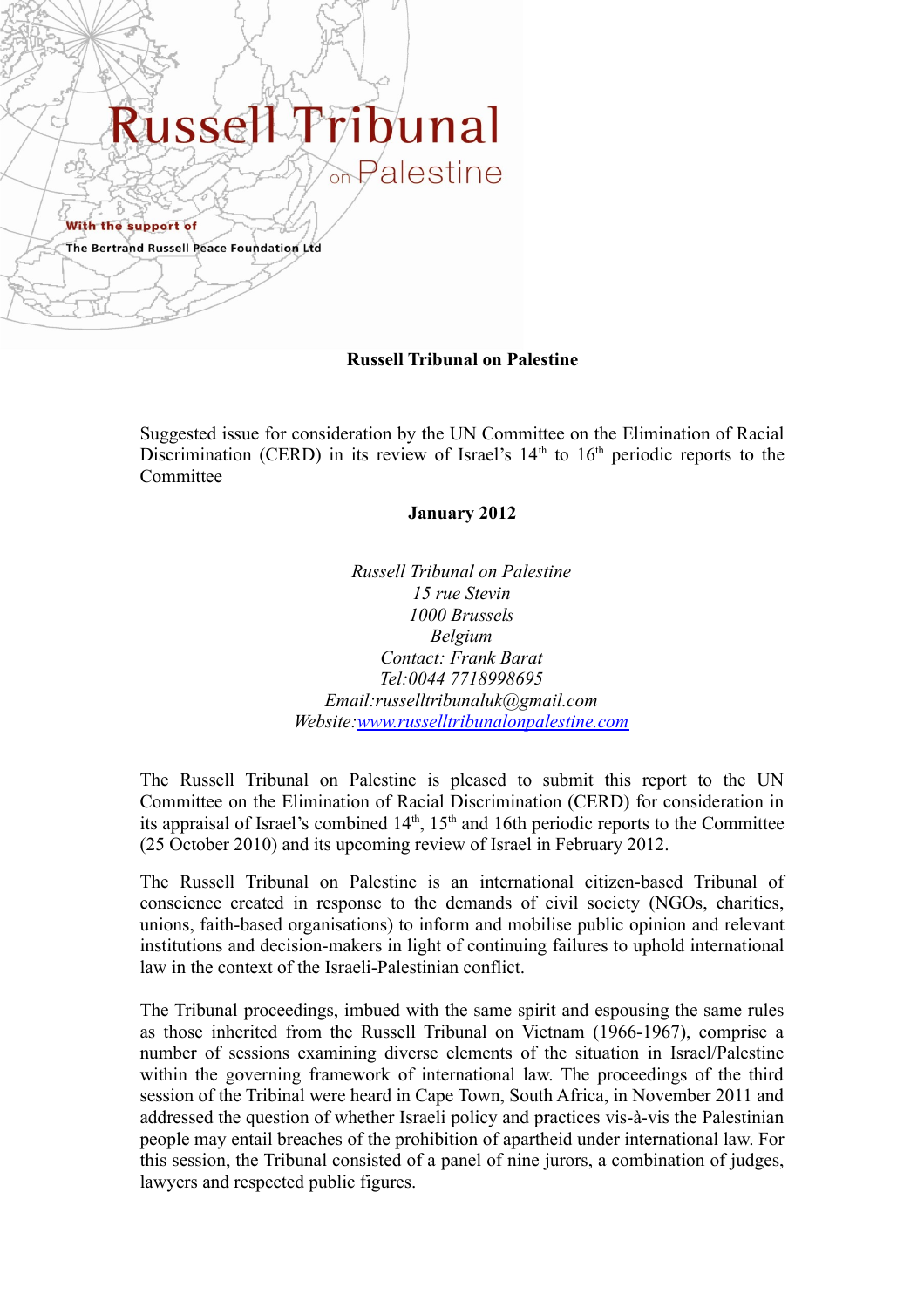# Russell Tribunal on Palestine

With the support of

The Bertrand Russell Peace Foundation Ltd

**Russell Tribunal on Palestine**

Suggested issue for consideration by the UN Committee on the Elimination of Racial Discrimination (CERD) in its review of Israel's 14th to 16th periodic reports to the Committee

**January 2012**

*Russell Tribunal on Palestine*
*15 rue Stevin*
*1000 Brussels*
*Belgium*
*Contact: Frank Barat*
*Tel:0044 7718998695*
*Email:russelltribunaluk@gmail.com*
*Website:[www.russelltribunalonpalestine.com](www.russelltribunalonpalestine.com)*

The Russell Tribunal on Palestine is pleased to submit this report to the UN Committee on the Elimination of Racial Discrimination (CERD) for consideration in its appraisal of Israel's combined 14th, 15th and 16th periodic reports to the Committee (25 October 2010) and its upcoming review of Israel in February 2012.

The Russell Tribunal on Palestine is an international citizen-based Tribunal of conscience created in response to the demands of civil society (NGOs, charities, unions, faith-based organisations) to inform and mobilise public opinion and relevant institutions and decision-makers in light of continuing failures to uphold international law in the context of the Israeli-Palestinian conflict.

The Tribunal proceedings, imbued with the same spirit and espousing the same rules as those inherited from the Russell Tribunal on Vietnam (1966-1967), comprise a number of sessions examining diverse elements of the situation in Israel/Palestine within the governing framework of international law. The proceedings of the third session of the Tribinal were heard in Cape Town, South Africa, in November 2011 and addressed the question of whether Israeli policy and practices vis-à-vis the Palestinian people may entail breaches of the prohibition of apartheid under international law. For this session, the Tribunal consisted of a panel of nine jurors, a combination of judges, lawyers and respected public figures.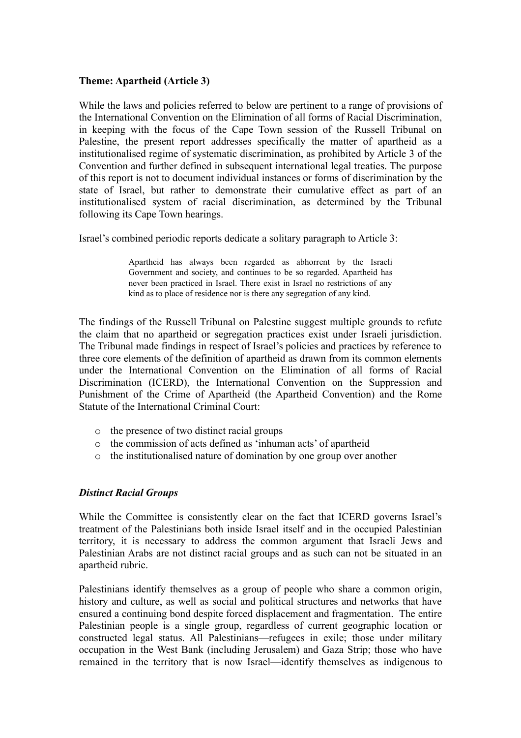**Theme: Apartheid (Article 3)**

While the laws and policies referred to below are pertinent to a range of provisions of the International Convention on the Elimination of all forms of Racial Discrimination, in keeping with the focus of the Cape Town session of the Russell Tribunal on Palestine, the present report addresses specifically the matter of apartheid as a institutionalised regime of systematic discrimination, as prohibited by Article 3 of the Convention and further defined in subsequent international legal treaties. The purpose of this report is not to document individual instances or forms of discrimination by the state of Israel, but rather to demonstrate their cumulative effect as part of an institutionalised system of racial discrimination, as determined by the Tribunal following its Cape Town hearings.

Israel's combined periodic reports dedicate a solitary paragraph to Article 3:

> Apartheid has always been regarded as abhorrent by the Israeli Government and society, and continues to be so regarded. Apartheid has never been practiced in Israel. There exist in Israel no restrictions of any kind as to place of residence nor is there any segregation of any kind.

The findings of the Russell Tribunal on Palestine suggest multiple grounds to refute the claim that no apartheid or segregation practices exist under Israeli jurisdiction. The Tribunal made findings in respect of Israel's policies and practices by reference to three core elements of the definition of apartheid as drawn from its common elements under the International Convention on the Elimination of all forms of Racial Discrimination (ICERD), the International Convention on the Suppression and Punishment of the Crime of Apartheid (the Apartheid Convention) and the Rome Statute of the International Criminal Court:

- the presence of two distinct racial groups
- the commission of acts defined as 'inhuman acts' of apartheid
- the institutionalised nature of domination by one group over another

***Distinct Racial Groups***

While the Committee is consistently clear on the fact that ICERD governs Israel's treatment of the Palestinians both inside Israel itself and in the occupied Palestinian territory, it is necessary to address the common argument that Israeli Jews and Palestinian Arabs are not distinct racial groups and as such can not be situated in an apartheid rubric.

Palestinians identify themselves as a group of people who share a common origin, history and culture, as well as social and political structures and networks that have ensured a continuing bond despite forced displacement and fragmentation. The entire Palestinian people is a single group, regardless of current geographic location or constructed legal status. All Palestinians—refugees in exile; those under military occupation in the West Bank (including Jerusalem) and Gaza Strip; those who have remained in the territory that is now Israel—identify themselves as indigenous to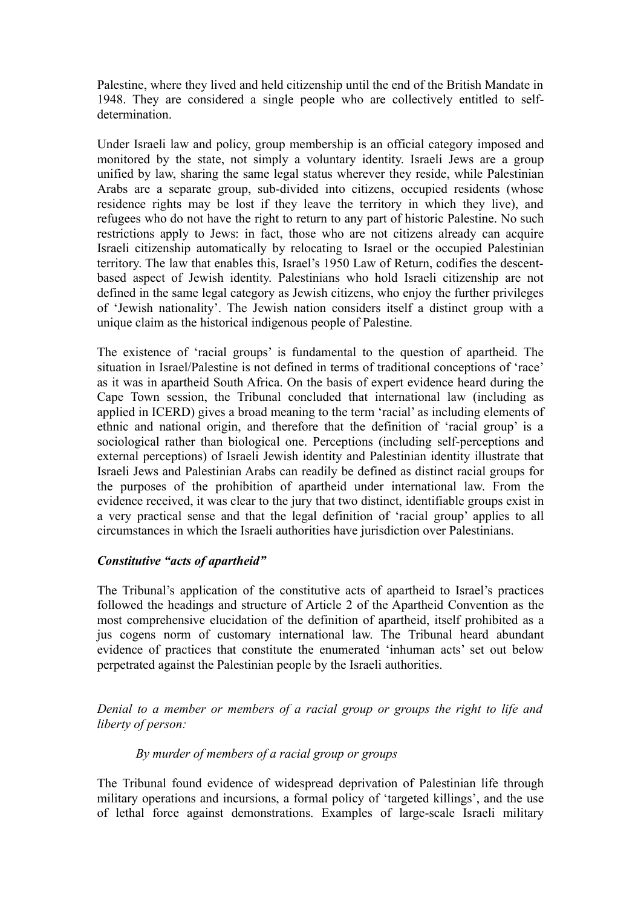Palestine, where they lived and held citizenship until the end of the British Mandate in 1948. They are considered a single people who are collectively entitled to self-determination.

Under Israeli law and policy, group membership is an official category imposed and monitored by the state, not simply a voluntary identity. Israeli Jews are a group unified by law, sharing the same legal status wherever they reside, while Palestinian Arabs are a separate group, sub-divided into citizens, occupied residents (whose residence rights may be lost if they leave the territory in which they live), and refugees who do not have the right to return to any part of historic Palestine. No such restrictions apply to Jews: in fact, those who are not citizens already can acquire Israeli citizenship automatically by relocating to Israel or the occupied Palestinian territory. The law that enables this, Israel's 1950 Law of Return, codifies the descent-based aspect of Jewish identity. Palestinians who hold Israeli citizenship are not defined in the same legal category as Jewish citizens, who enjoy the further privileges of 'Jewish nationality'. The Jewish nation considers itself a distinct group with a unique claim as the historical indigenous people of Palestine.

The existence of 'racial groups' is fundamental to the question of apartheid. The situation in Israel/Palestine is not defined in terms of traditional conceptions of 'race' as it was in apartheid South Africa. On the basis of expert evidence heard during the Cape Town session, the Tribunal concluded that international law (including as applied in ICERD) gives a broad meaning to the term 'racial' as including elements of ethnic and national origin, and therefore that the definition of 'racial group' is a sociological rather than biological one. Perceptions (including self-perceptions and external perceptions) of Israeli Jewish identity and Palestinian identity illustrate that Israeli Jews and Palestinian Arabs can readily be defined as distinct racial groups for the purposes of the prohibition of apartheid under international law. From the evidence received, it was clear to the jury that two distinct, identifiable groups exist in a very practical sense and that the legal definition of 'racial group' applies to all circumstances in which the Israeli authorities have jurisdiction over Palestinians.

***Constitutive "acts of apartheid"***

The Tribunal's application of the constitutive acts of apartheid to Israel's practices followed the headings and structure of Article 2 of the Apartheid Convention as the most comprehensive elucidation of the definition of apartheid, itself prohibited as a jus cogens norm of customary international law. The Tribunal heard abundant evidence of practices that constitute the enumerated 'inhuman acts' set out below perpetrated against the Palestinian people by the Israeli authorities.

*Denial to a member or members of a racial group or groups the right to life and liberty of person:*

*By murder of members of a racial group or groups*

The Tribunal found evidence of widespread deprivation of Palestinian life through military operations and incursions, a formal policy of 'targeted killings', and the use of lethal force against demonstrations. Examples of large-scale Israeli military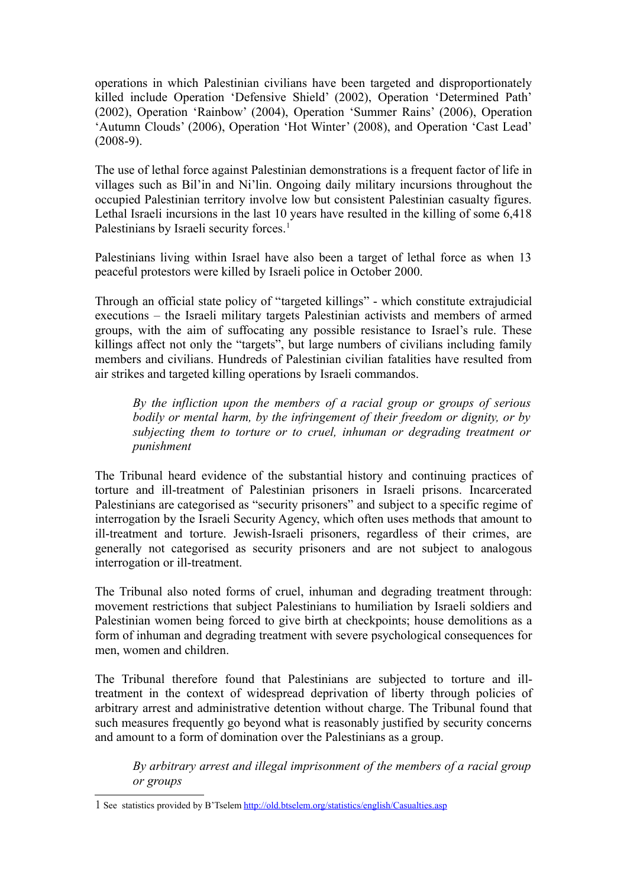operations in which Palestinian civilians have been targeted and disproportionately killed include Operation 'Defensive Shield' (2002), Operation 'Determined Path' (2002), Operation 'Rainbow' (2004), Operation 'Summer Rains' (2006), Operation 'Autumn Clouds' (2006), Operation 'Hot Winter' (2008), and Operation 'Cast Lead' (2008-9).

The use of lethal force against Palestinian demonstrations is a frequent factor of life in villages such as Bil'in and Ni'lin. Ongoing daily military incursions throughout the occupied Palestinian territory involve low but consistent Palestinian casualty figures. Lethal Israeli incursions in the last 10 years have resulted in the killing of some 6,418 Palestinians by Israeli security forces.[1]

Palestinians living within Israel have also been a target of lethal force as when 13 peaceful protestors were killed by Israeli police in October 2000.

Through an official state policy of "targeted killings" - which constitute extrajudicial executions – the Israeli military targets Palestinian activists and members of armed groups, with the aim of suffocating any possible resistance to Israel's rule. These killings affect not only the "targets", but large numbers of civilians including family members and civilians. Hundreds of Palestinian civilian fatalities have resulted from air strikes and targeted killing operations by Israeli commandos.

> *By the infliction upon the members of a racial group or groups of serious bodily or mental harm, by the infringement of their freedom or dignity, or by subjecting them to torture or to cruel, inhuman or degrading treatment or punishment*

The Tribunal heard evidence of the substantial history and continuing practices of torture and ill-treatment of Palestinian prisoners in Israeli prisons. Incarcerated Palestinians are categorised as "security prisoners" and subject to a specific regime of interrogation by the Israeli Security Agency, which often uses methods that amount to ill-treatment and torture. Jewish-Israeli prisoners, regardless of their crimes, are generally not categorised as security prisoners and are not subject to analogous interrogation or ill-treatment.

The Tribunal also noted forms of cruel, inhuman and degrading treatment through: movement restrictions that subject Palestinians to humiliation by Israeli soldiers and Palestinian women being forced to give birth at checkpoints; house demolitions as a form of inhuman and degrading treatment with severe psychological consequences for men, women and children.

The Tribunal therefore found that Palestinians are subjected to torture and ill-treatment in the context of widespread deprivation of liberty through policies of arbitrary arrest and administrative detention without charge. The Tribunal found that such measures frequently go beyond what is reasonably justified by security concerns and amount to a form of domination over the Palestinians as a group.

> *By arbitrary arrest and illegal imprisonment of the members of a racial group or groups*

---

[1] See statistics provided by B'Tselem http://old.btselem.org/statistics/english/Casualties.asp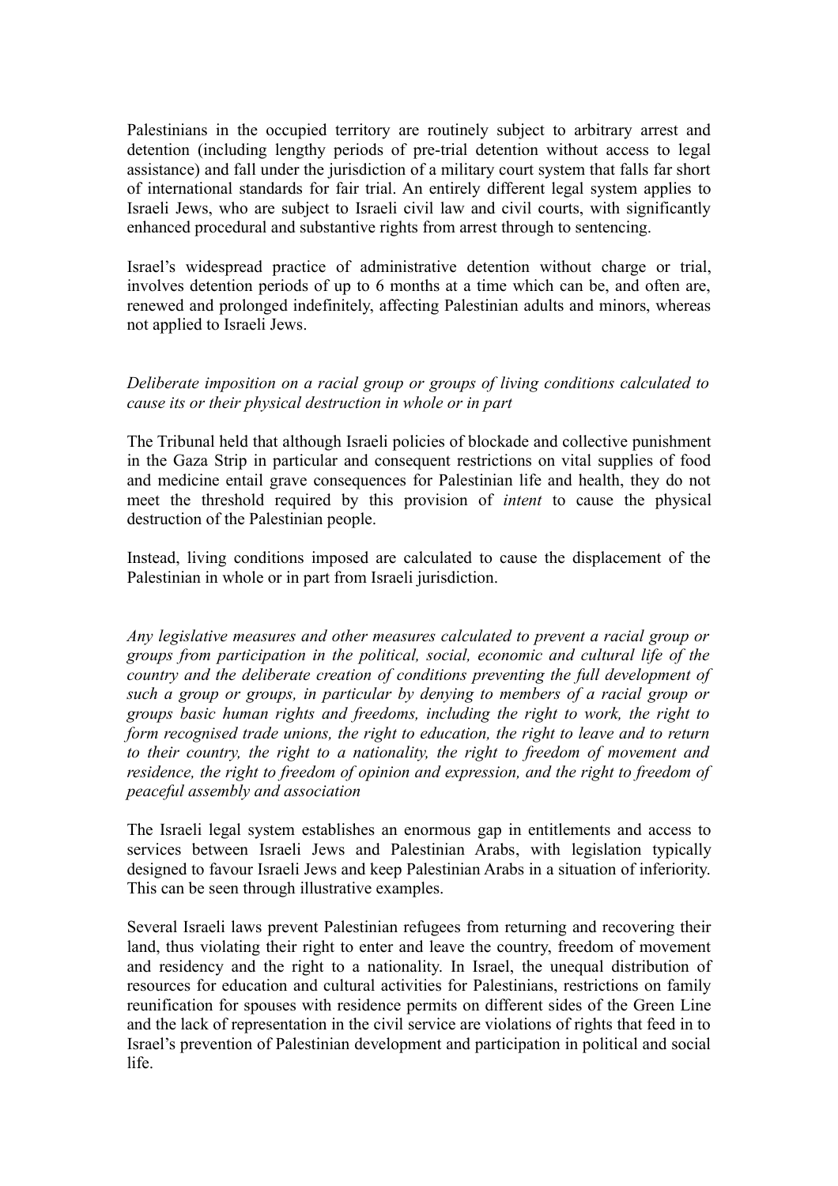Palestinians in the occupied territory are routinely subject to arbitrary arrest and detention (including lengthy periods of pre-trial detention without access to legal assistance) and fall under the jurisdiction of a military court system that falls far short of international standards for fair trial. An entirely different legal system applies to Israeli Jews, who are subject to Israeli civil law and civil courts, with significantly enhanced procedural and substantive rights from arrest through to sentencing.

Israel's widespread practice of administrative detention without charge or trial, involves detention periods of up to 6 months at a time which can be, and often are, renewed and prolonged indefinitely, affecting Palestinian adults and minors, whereas not applied to Israeli Jews.

*Deliberate imposition on a racial group or groups of living conditions calculated to cause its or their physical destruction in whole or in part*

The Tribunal held that although Israeli policies of blockade and collective punishment in the Gaza Strip in particular and consequent restrictions on vital supplies of food and medicine entail grave consequences for Palestinian life and health, they do not meet the threshold required by this provision of *intent* to cause the physical destruction of the Palestinian people.

Instead, living conditions imposed are calculated to cause the displacement of the Palestinian in whole or in part from Israeli jurisdiction.

*Any legislative measures and other measures calculated to prevent a racial group or groups from participation in the political, social, economic and cultural life of the country and the deliberate creation of conditions preventing the full development of such a group or groups, in particular by denying to members of a racial group or groups basic human rights and freedoms, including the right to work, the right to form recognised trade unions, the right to education, the right to leave and to return to their country, the right to a nationality, the right to freedom of movement and residence, the right to freedom of opinion and expression, and the right to freedom of peaceful assembly and association*

The Israeli legal system establishes an enormous gap in entitlements and access to services between Israeli Jews and Palestinian Arabs, with legislation typically designed to favour Israeli Jews and keep Palestinian Arabs in a situation of inferiority. This can be seen through illustrative examples.

Several Israeli laws prevent Palestinian refugees from returning and recovering their land, thus violating their right to enter and leave the country, freedom of movement and residency and the right to a nationality. In Israel, the unequal distribution of resources for education and cultural activities for Palestinians, restrictions on family reunification for spouses with residence permits on different sides of the Green Line and the lack of representation in the civil service are violations of rights that feed in to Israel's prevention of Palestinian development and participation in political and social life.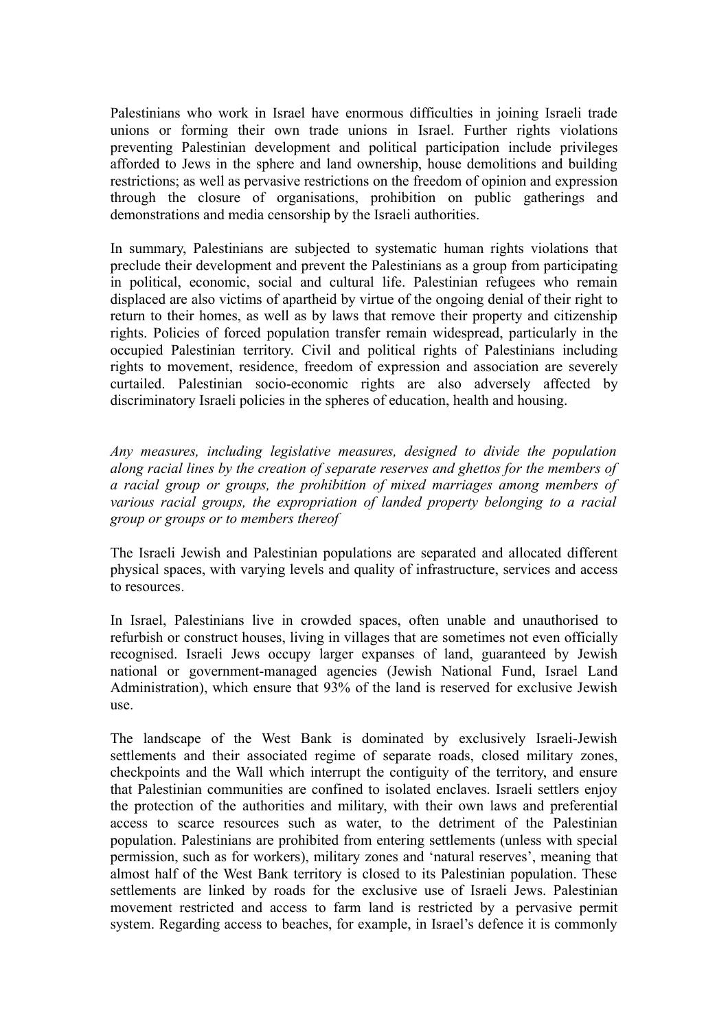Palestinians who work in Israel have enormous difficulties in joining Israeli trade unions or forming their own trade unions in Israel. Further rights violations preventing Palestinian development and political participation include privileges afforded to Jews in the sphere and land ownership, house demolitions and building restrictions; as well as pervasive restrictions on the freedom of opinion and expression through the closure of organisations, prohibition on public gatherings and demonstrations and media censorship by the Israeli authorities.

In summary, Palestinians are subjected to systematic human rights violations that preclude their development and prevent the Palestinians as a group from participating in political, economic, social and cultural life. Palestinian refugees who remain displaced are also victims of apartheid by virtue of the ongoing denial of their right to return to their homes, as well as by laws that remove their property and citizenship rights. Policies of forced population transfer remain widespread, particularly in the occupied Palestinian territory. Civil and political rights of Palestinians including rights to movement, residence, freedom of expression and association are severely curtailed. Palestinian socio-economic rights are also adversely affected by discriminatory Israeli policies in the spheres of education, health and housing.

*Any measures, including legislative measures, designed to divide the population along racial lines by the creation of separate reserves and ghettos for the members of a racial group or groups, the prohibition of mixed marriages among members of various racial groups, the expropriation of landed property belonging to a racial group or groups or to members thereof*

The Israeli Jewish and Palestinian populations are separated and allocated different physical spaces, with varying levels and quality of infrastructure, services and access to resources.

In Israel, Palestinians live in crowded spaces, often unable and unauthorised to refurbish or construct houses, living in villages that are sometimes not even officially recognised. Israeli Jews occupy larger expanses of land, guaranteed by Jewish national or government-managed agencies (Jewish National Fund, Israel Land Administration), which ensure that 93% of the land is reserved for exclusive Jewish use.

The landscape of the West Bank is dominated by exclusively Israeli-Jewish settlements and their associated regime of separate roads, closed military zones, checkpoints and the Wall which interrupt the contiguity of the territory, and ensure that Palestinian communities are confined to isolated enclaves. Israeli settlers enjoy the protection of the authorities and military, with their own laws and preferential access to scarce resources such as water, to the detriment of the Palestinian population. Palestinians are prohibited from entering settlements (unless with special permission, such as for workers), military zones and 'natural reserves', meaning that almost half of the West Bank territory is closed to its Palestinian population. These settlements are linked by roads for the exclusive use of Israeli Jews. Palestinian movement restricted and access to farm land is restricted by a pervasive permit system. Regarding access to beaches, for example, in Israel's defence it is commonly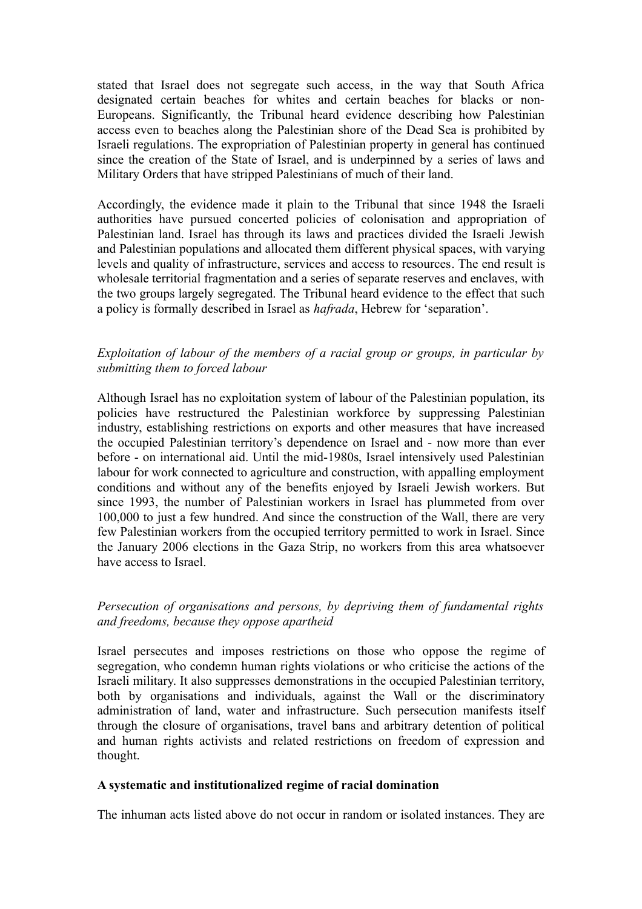stated that Israel does not segregate such access, in the way that South Africa designated certain beaches for whites and certain beaches for blacks or non-Europeans. Significantly, the Tribunal heard evidence describing how Palestinian access even to beaches along the Palestinian shore of the Dead Sea is prohibited by Israeli regulations. The expropriation of Palestinian property in general has continued since the creation of the State of Israel, and is underpinned by a series of laws and Military Orders that have stripped Palestinians of much of their land.

Accordingly, the evidence made it plain to the Tribunal that since 1948 the Israeli authorities have pursued concerted policies of colonisation and appropriation of Palestinian land. Israel has through its laws and practices divided the Israeli Jewish and Palestinian populations and allocated them different physical spaces, with varying levels and quality of infrastructure, services and access to resources. The end result is wholesale territorial fragmentation and a series of separate reserves and enclaves, with the two groups largely segregated. The Tribunal heard evidence to the effect that such a policy is formally described in Israel as *hafrada*, Hebrew for 'separation'.

*Exploitation of labour of the members of a racial group or groups, in particular by submitting them to forced labour*

Although Israel has no exploitation system of labour of the Palestinian population, its policies have restructured the Palestinian workforce by suppressing Palestinian industry, establishing restrictions on exports and other measures that have increased the occupied Palestinian territory's dependence on Israel and - now more than ever before - on international aid. Until the mid-1980s, Israel intensively used Palestinian labour for work connected to agriculture and construction, with appalling employment conditions and without any of the benefits enjoyed by Israeli Jewish workers. But since 1993, the number of Palestinian workers in Israel has plummeted from over 100,000 to just a few hundred. And since the construction of the Wall, there are very few Palestinian workers from the occupied territory permitted to work in Israel. Since the January 2006 elections in the Gaza Strip, no workers from this area whatsoever have access to Israel.

*Persecution of organisations and persons, by depriving them of fundamental rights and freedoms, because they oppose apartheid*

Israel persecutes and imposes restrictions on those who oppose the regime of segregation, who condemn human rights violations or who criticise the actions of the Israeli military. It also suppresses demonstrations in the occupied Palestinian territory, both by organisations and individuals, against the Wall or the discriminatory administration of land, water and infrastructure. Such persecution manifests itself through the closure of organisations, travel bans and arbitrary detention of political and human rights activists and related restrictions on freedom of expression and thought.

**A systematic and institutionalized regime of racial domination**

The inhuman acts listed above do not occur in random or isolated instances. They are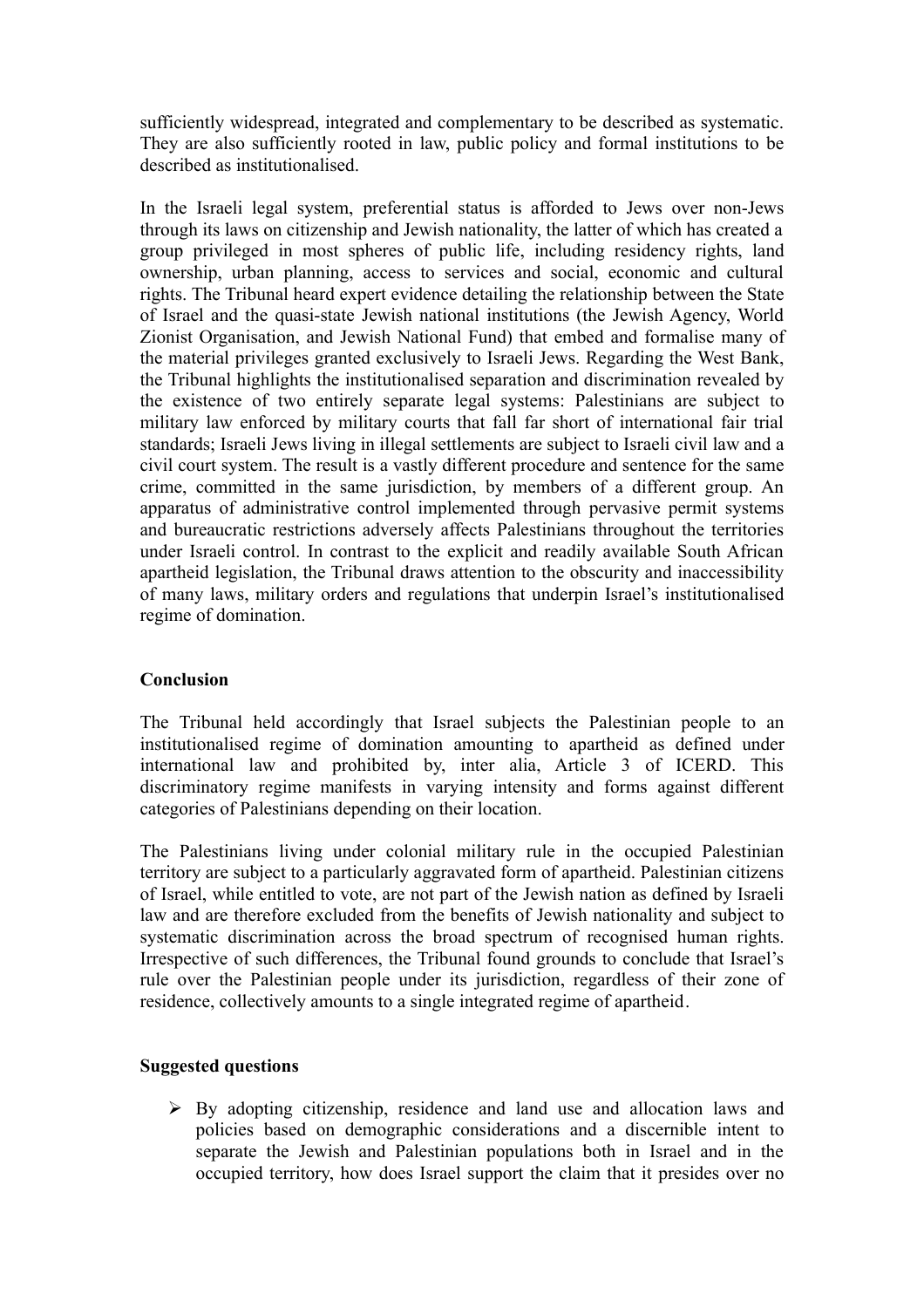sufficiently widespread, integrated and complementary to be described as systematic. They are also sufficiently rooted in law, public policy and formal institutions to be described as institutionalised.

In the Israeli legal system, preferential status is afforded to Jews over non-Jews through its laws on citizenship and Jewish nationality, the latter of which has created a group privileged in most spheres of public life, including residency rights, land ownership, urban planning, access to services and social, economic and cultural rights. The Tribunal heard expert evidence detailing the relationship between the State of Israel and the quasi-state Jewish national institutions (the Jewish Agency, World Zionist Organisation, and Jewish National Fund) that embed and formalise many of the material privileges granted exclusively to Israeli Jews. Regarding the West Bank, the Tribunal highlights the institutionalised separation and discrimination revealed by the existence of two entirely separate legal systems: Palestinians are subject to military law enforced by military courts that fall far short of international fair trial standards; Israeli Jews living in illegal settlements are subject to Israeli civil law and a civil court system. The result is a vastly different procedure and sentence for the same crime, committed in the same jurisdiction, by members of a different group. An apparatus of administrative control implemented through pervasive permit systems and bureaucratic restrictions adversely affects Palestinians throughout the territories under Israeli control. In contrast to the explicit and readily available South African apartheid legislation, the Tribunal draws attention to the obscurity and inaccessibility of many laws, military orders and regulations that underpin Israel's institutionalised regime of domination.

**Conclusion**

The Tribunal held accordingly that Israel subjects the Palestinian people to an institutionalised regime of domination amounting to apartheid as defined under international law and prohibited by, inter alia, Article 3 of ICERD. This discriminatory regime manifests in varying intensity and forms against different categories of Palestinians depending on their location.

The Palestinians living under colonial military rule in the occupied Palestinian territory are subject to a particularly aggravated form of apartheid. Palestinian citizens of Israel, while entitled to vote, are not part of the Jewish nation as defined by Israeli law and are therefore excluded from the benefits of Jewish nationality and subject to systematic discrimination across the broad spectrum of recognised human rights. Irrespective of such differences, the Tribunal found grounds to conclude that Israel's rule over the Palestinian people under its jurisdiction, regardless of their zone of residence, collectively amounts to a single integrated regime of apartheid.

**Suggested questions**

- By adopting citizenship, residence and land use and allocation laws and policies based on demographic considerations and a discernible intent to separate the Jewish and Palestinian populations both in Israel and in the occupied territory, how does Israel support the claim that it presides over no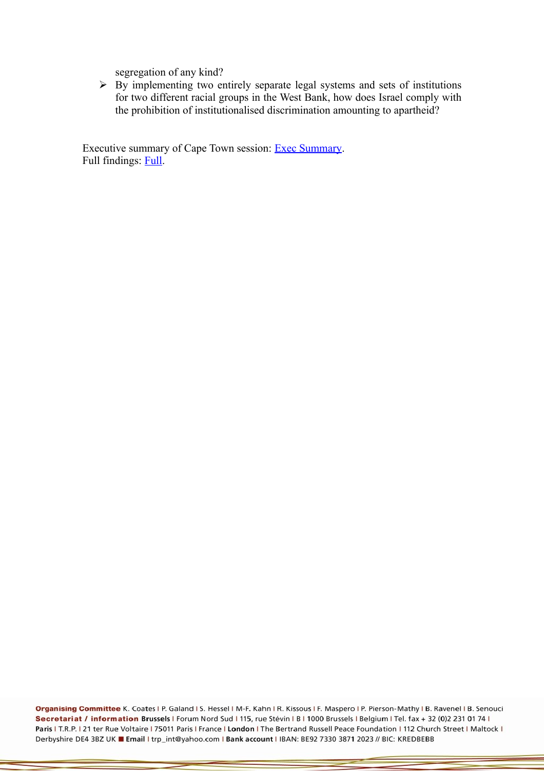segregation of any kind?

- By implementing two entirely separate legal systems and sets of institutions for two different racial groups in the West Bank, how does Israel comply with the prohibition of institutionalised discrimination amounting to apartheid?

Executive summary of Cape Town session: Exec Summary.
Full findings: Full.